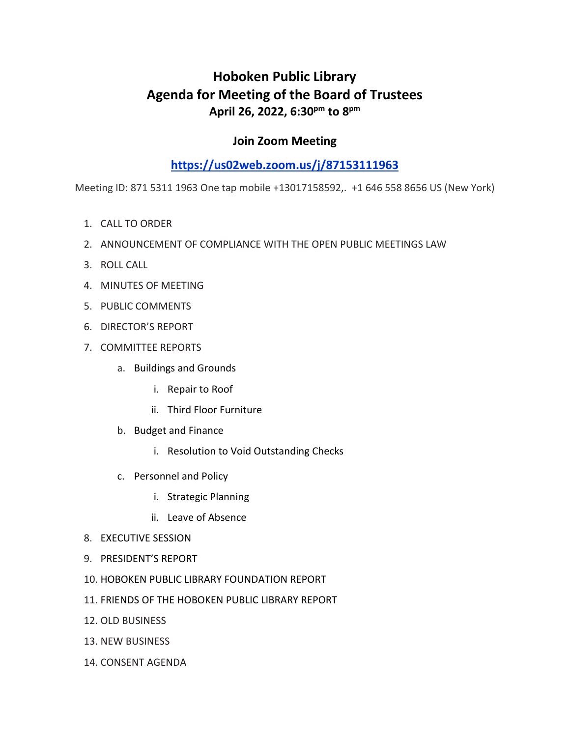# Hoboken Public Library
# Agenda for Meeting of the Board of Trustees
### April 26, 2022, 6:30pm to 8pm

### Join Zoom Meeting

### [https://us02web.zoom.us/j/87153111963](https://us02web.zoom.us/j/87153111963)

Meeting ID: 871 5311 1963 One tap mobile +13017158592,. +1 646 558 8656 US (New York)

1. CALL TO ORDER
2. ANNOUNCEMENT OF COMPLIANCE WITH THE OPEN PUBLIC MEETINGS LAW
3. ROLL CALL
4. MINUTES OF MEETING
5. PUBLIC COMMENTS
6. DIRECTOR'S REPORT
7. COMMITTEE REPORTS
    a. Buildings and Grounds
        i. Repair to Roof
        ii. Third Floor Furniture
    b. Budget and Finance
        i. Resolution to Void Outstanding Checks
    c. Personnel and Policy
        i. Strategic Planning
        ii. Leave of Absence
8. EXECUTIVE SESSION
9. PRESIDENT'S REPORT
10. HOBOKEN PUBLIC LIBRARY FOUNDATION REPORT
11. FRIENDS OF THE HOBOKEN PUBLIC LIBRARY REPORT
12. OLD BUSINESS
13. NEW BUSINESS
14. CONSENT AGENDA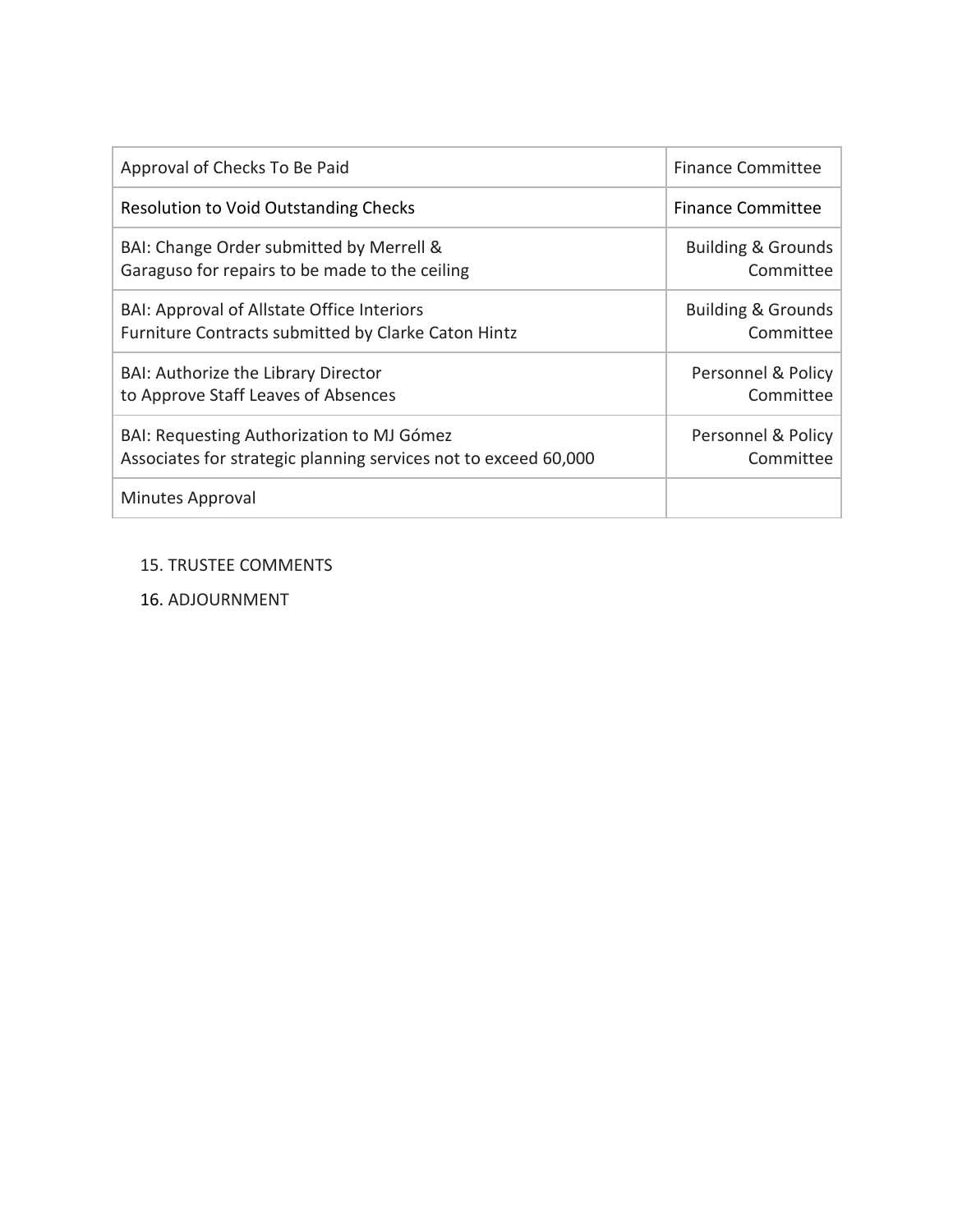| | |
|---|---|
| Approval of Checks To Be Paid | Finance Committee |
| Resolution to Void Outstanding Checks | Finance Committee |
| BAI: Change Order submitted by Merrell & Garaguso for repairs to be made to the ceiling | Building & Grounds Committee |
| BAI: Approval of Allstate Office Interiors Furniture Contracts submitted by Clarke Caton Hintz | Building & Grounds Committee |
| BAI: Authorize the Library Director to Approve Staff Leaves of Absences | Personnel & Policy Committee |
| BAI: Requesting Authorization to MJ Gómez Associates for strategic planning services not to exceed 60,000 | Personnel & Policy Committee |
| Minutes Approval | |

15. TRUSTEE COMMENTS

16. ADJOURNMENT